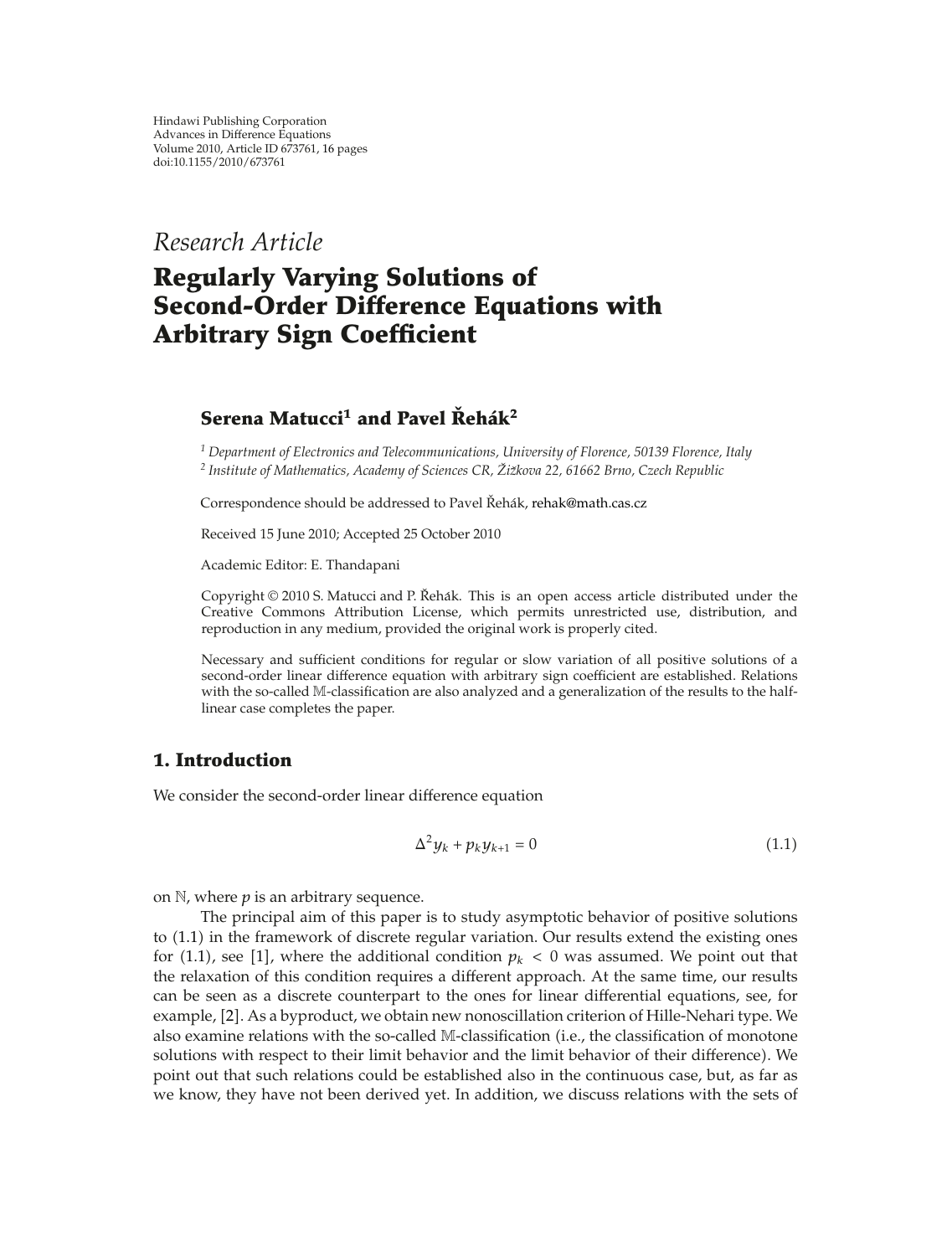Hindawi Publishing Corporation
Advances in Difference Equations
Volume 2010, Article ID 673761, 16 pages
doi:10.1155/2010/673761

*Research Article*

# Regularly Varying Solutions of Second-Order Difference Equations with Arbitrary Sign Coefficient

**Serena Matucci[1] and Pavel Řehák[2]**

[1] *Department of Electronics and Telecommunications, University of Florence, 50139 Florence, Italy*
[2] *Institute of Mathematics, Academy of Sciences CR, Žižkova 22, 61662 Brno, Czech Republic*

Correspondence should be addressed to Pavel Řehák, rehak@math.cas.cz

Received 15 June 2010; Accepted 25 October 2010

Academic Editor: E. Thandapani

Copyright © 2010 S. Matucci and P. Řehák. This is an open access article distributed under the Creative Commons Attribution License, which permits unrestricted use, distribution, and reproduction in any medium, provided the original work is properly cited.

Necessary and sufficient conditions for regular or slow variation of all positive solutions of a second-order linear difference equation with arbitrary sign coefficient are established. Relations with the so-called $\mathbb{M}$-classification are also analyzed and a generalization of the results to the half-linear case completes the paper.

## 1. Introduction

We consider the second-order linear difference equation

$$\Delta^2 y_k + p_k y_{k+1} = 0 \tag{1.1}$$

on $\mathbb{N}$, where $p$ is an arbitrary sequence.

The principal aim of this paper is to study asymptotic behavior of positive solutions to (1.1) in the framework of discrete regular variation. Our results extend the existing ones for (1.1), see [1], where the additional condition $p_k < 0$ was assumed. We point out that the relaxation of this condition requires a different approach. At the same time, our results can be seen as a discrete counterpart to the ones for linear differential equations, see, for example, [2]. As a byproduct, we obtain new nonoscillation criterion of Hille-Nehari type. We also examine relations with the so-called $\mathbb{M}$-classification (i.e., the classification of monotone solutions with respect to their limit behavior and the limit behavior of their difference). We point out that such relations could be established also in the continuous case, but, as far as we know, they have not been derived yet. In addition, we discuss relations with the sets of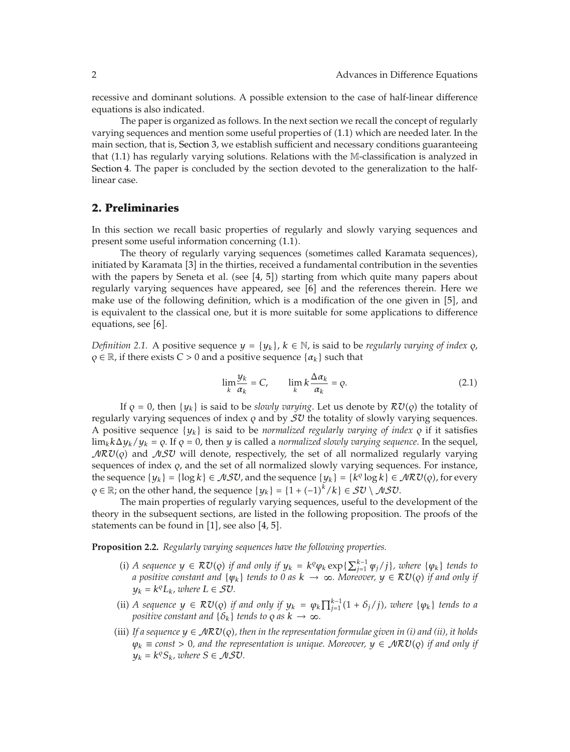recessive and dominant solutions. A possible extension to the case of half-linear difference equations is also indicated.

The paper is organized as follows. In the next section we recall the concept of regularly varying sequences and mention some useful properties of (1.1) which are needed later. In the main section, that is, Section 3, we establish sufficient and necessary conditions guaranteeing that (1.1) has regularly varying solutions. Relations with the $\mathbb{M}$-classification is analyzed in Section 4. The paper is concluded by the section devoted to the generalization to the half-linear case.

## 2. Preliminaries

In this section we recall basic properties of regularly and slowly varying sequences and present some useful information concerning (1.1).

The theory of regularly varying sequences (sometimes called Karamata sequences), initiated by Karamata [3] in the thirties, received a fundamental contribution in the seventies with the papers by Seneta et al. (see [4, 5]) starting from which quite many papers about regularly varying sequences have appeared, see [6] and the references therein. Here we make use of the following definition, which is a modification of the one given in [5], and is equivalent to the classical one, but it is more suitable for some applications to difference equations, see [6].

*Definition 2.1.* A positive sequence $y = \{y_k\}$, $k \in \mathbb{N}$, is said to be *regularly varying of index* $\varrho$, $\varrho \in \mathbb{R}$, if there exists $C > 0$ and a positive sequence $\{\alpha_k\}$ such that

$$\lim_k \frac{y_k}{\alpha_k} = C, \qquad \lim_k k\frac{\Delta \alpha_k}{\alpha_k} = \varrho. \tag{2.1}$$

If $\varrho = 0$, then $\{y_k\}$ is said to be *slowly varying*. Let us denote by $\mathcal{RV}(\varrho)$ the totality of regularly varying sequences of index $\varrho$ and by $\mathcal{SV}$ the totality of slowly varying sequences. A positive sequence $\{y_k\}$ is said to be *normalized regularly varying of index* $\varrho$ if it satisfies $\lim_k k\Delta y_k / y_k = \varrho$. If $\varrho = 0$, then $y$ is called a *normalized slowly varying sequence*. In the sequel, $\mathcal{NRV}(\varrho)$ and $\mathcal{NSV}$ will denote, respectively, the set of all normalized regularly varying sequences of index $\varrho$, and the set of all normalized slowly varying sequences. For instance, the sequence $\{y_k\} = \{\log k\} \in \mathcal{NSV}$, and the sequence $\{y_k\} = \{k^\varrho \log k\} \in \mathcal{NRV}(\varrho)$, for every $\varrho \in \mathbb{R}$; on the other hand, the sequence $\{y_k\} = \{1 + (-1)^k / k\} \in \mathcal{SV} \setminus \mathcal{NSV}$.

The main properties of regularly varying sequences, useful to the development of the theory in the subsequent sections, are listed in the following proposition. The proofs of the statements can be found in [1], see also [4, 5].

**Proposition 2.2.** *Regularly varying sequences have the following properties.*

(i) *A sequence $y \in \mathcal{RV}(\varrho)$ if and only if $y_k = k^\varrho \varphi_k \exp\{\sum_{j=1}^{k-1} \psi_j / j\}$, where $\{\varphi_k\}$ tends to a positive constant and $\{\psi_k\}$ tends to 0 as $k \to \infty$. Moreover, $y \in \mathcal{RV}(\varrho)$ if and only if $y_k = k^\varrho L_k$, where $L \in \mathcal{SV}$.*

(ii) *A sequence $y \in \mathcal{RV}(\varrho)$ if and only if $y_k = \varphi_k \prod_{j=1}^{k-1}(1 + \delta_j / j)$, where $\{\varphi_k\}$ tends to a positive constant and $\{\delta_k\}$ tends to $\varrho$ as $k \to \infty$.*

(iii) *If a sequence $y \in \mathcal{NRV}(\varrho)$, then in the representation formulae given in (i) and (ii), it holds $\varphi_k \equiv const > 0$, and the representation is unique. Moreover, $y \in \mathcal{NRV}(\varrho)$ if and only if $y_k = k^\varrho S_k$, where $S \in \mathcal{NSV}$.*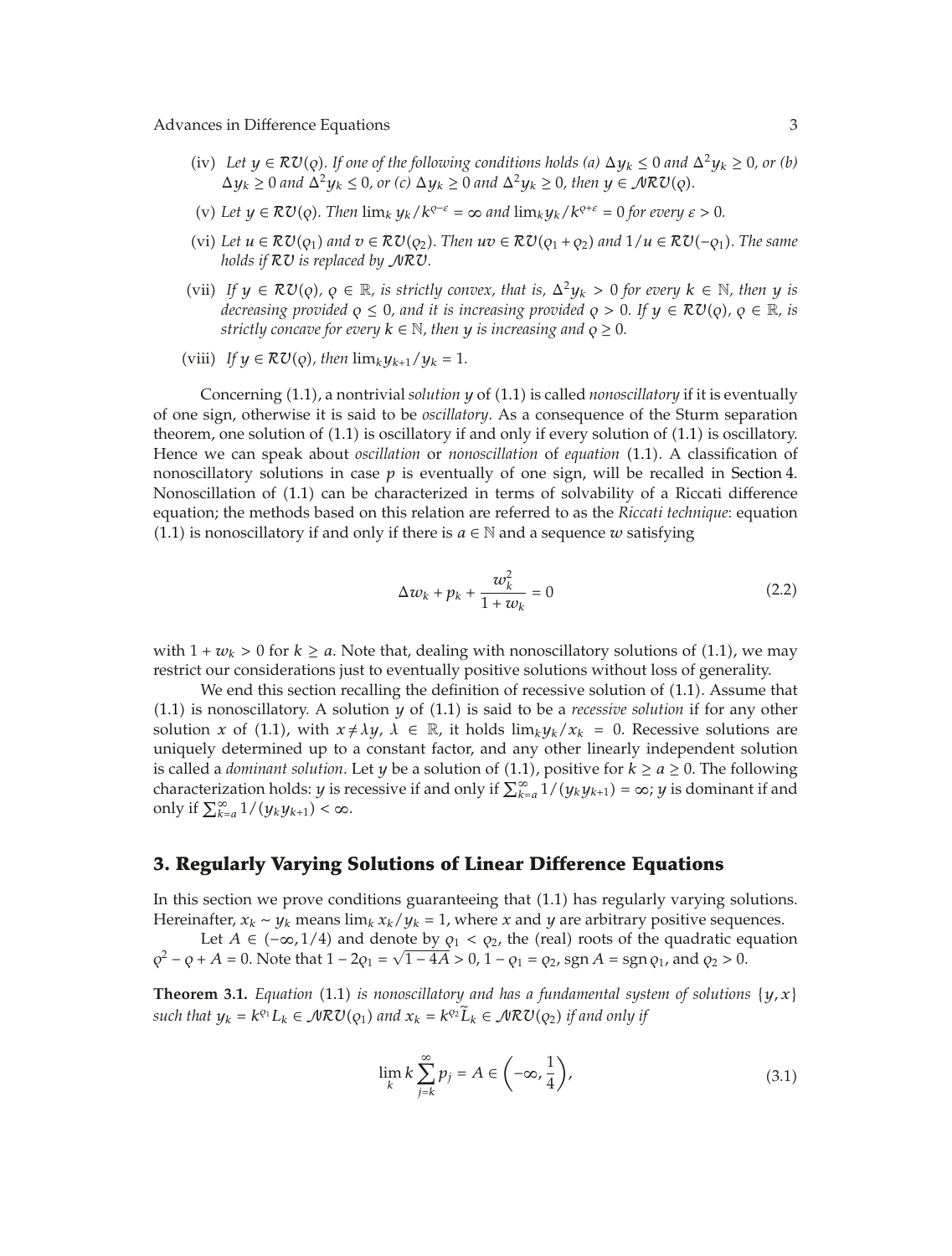(iv) *Let $y \in \mathcal{RV}(\varrho)$. If one of the following conditions holds (a) $\Delta y_k \le 0$ and $\Delta^2 y_k \ge 0$, or (b) $\Delta y_k \ge 0$ and $\Delta^2 y_k \le 0$, or (c) $\Delta y_k \ge 0$ and $\Delta^2 y_k \ge 0$, then $y \in \mathcal{NRV}(\varrho)$.*

(v) *Let $y \in \mathcal{RV}(\varrho)$. Then $\lim_k y_k / k^{\varrho - \varepsilon} = \infty$ and $\lim_k y_k / k^{\varrho+\varepsilon} = 0$ for every $\varepsilon > 0$.*

(vi) *Let $u \in \mathcal{RV}(\varrho_1)$ and $v \in \mathcal{RV}(\varrho_2)$. Then $uv \in \mathcal{RV}(\varrho_1 + \varrho_2)$ and $1/u \in \mathcal{RV}(-\varrho_1)$. The same holds if $\mathcal{RV}$ is replaced by $\mathcal{NRV}$.*

(vii) *If $y \in \mathcal{RV}(\varrho)$, $\varrho \in \mathbb{R}$, is strictly convex, that is, $\Delta^2 y_k > 0$ for every $k \in \mathbb{N}$, then $y$ is decreasing provided $\varrho \le 0$, and it is increasing provided $\varrho > 0$. If $y \in \mathcal{RV}(\varrho)$, $\varrho \in \mathbb{R}$, is strictly concave for every $k \in \mathbb{N}$, then $y$ is increasing and $\varrho \ge 0$.*

(viii) *If $y \in \mathcal{RV}(\varrho)$, then $\lim_k y_{k+1}/y_k = 1$.*

Concerning (1.1), a nontrivial *solution* $y$ of (1.1) is called *nonoscillatory* if it is eventually of one sign, otherwise it is said to be *oscillatory*. As a consequence of the Sturm separation theorem, one solution of (1.1) is oscillatory if and only if every solution of (1.1) is oscillatory. Hence we can speak about *oscillation* or *nonoscillation* of *equation* (1.1). A classification of nonoscillatory solutions in case $p$ is eventually of one sign, will be recalled in Section 4. Nonoscillation of (1.1) can be characterized in terms of solvability of a Riccati difference equation; the methods based on this relation are referred to as the *Riccati technique*: equation (1.1) is nonoscillatory if and only if there is $a \in \mathbb{N}$ and a sequence $w$ satisfying

$$\Delta w_k + p_k + \frac{w_k^2}{1 + w_k} = 0 \tag{2.2}$$

with $1 + w_k > 0$ for $k \ge a$. Note that, dealing with nonoscillatory solutions of (1.1), we may restrict our considerations just to eventually positive solutions without loss of generality.

We end this section recalling the definition of recessive solution of (1.1). Assume that (1.1) is nonoscillatory. A solution $y$ of (1.1) is said to be a *recessive solution* if for any other solution $x$ of (1.1), with $x \ne \lambda y$, $\lambda \in \mathbb{R}$, it holds $\lim_k y_k / x_k = 0$. Recessive solutions are uniquely determined up to a constant factor, and any other linearly independent solution is called a *dominant solution*. Let $y$ be a solution of (1.1), positive for $k \ge a \ge 0$. The following characterization holds: $y$ is recessive if and only if $\sum_{k=a}^{\infty} 1/(y_k y_{k+1}) = \infty$; $y$ is dominant if and only if $\sum_{k=a}^{\infty} 1/(y_k y_{k+1}) < \infty$.

## 3. Regularly Varying Solutions of Linear Difference Equations

In this section we prove conditions guaranteeing that (1.1) has regularly varying solutions. Hereinafter, $x_k \sim y_k$ means $\lim_k x_k / y_k = 1$, where $x$ and $y$ are arbitrary positive sequences.

Let $A \in (-\infty, 1/4)$ and denote by $\varrho_1 < \varrho_2$, the (real) roots of the quadratic equation $\varrho^2 - \varrho + A = 0$. Note that $1 - 2\varrho_1 = \sqrt{1 - 4A} > 0$, $1 - \varrho_1 = \varrho_2$, $\operatorname{sgn} A = \operatorname{sgn} \varrho_1$, and $\varrho_2 > 0$.

**Theorem 3.1.** *Equation* (1.1) *is nonoscillatory and has a fundamental system of solutions $\{y, x\}$ such that $y_k = k^{\varrho_1} L_k \in \mathcal{NRV}(\varrho_1)$ and $x_k = k^{\varrho_2} \widetilde{L}_k \in \mathcal{NRV}(\varrho_2)$ if and only if*

$$\lim_k k \sum_{j=k}^{\infty} p_j = A \in \left(-\infty, \frac{1}{4}\right), \tag{3.1}$$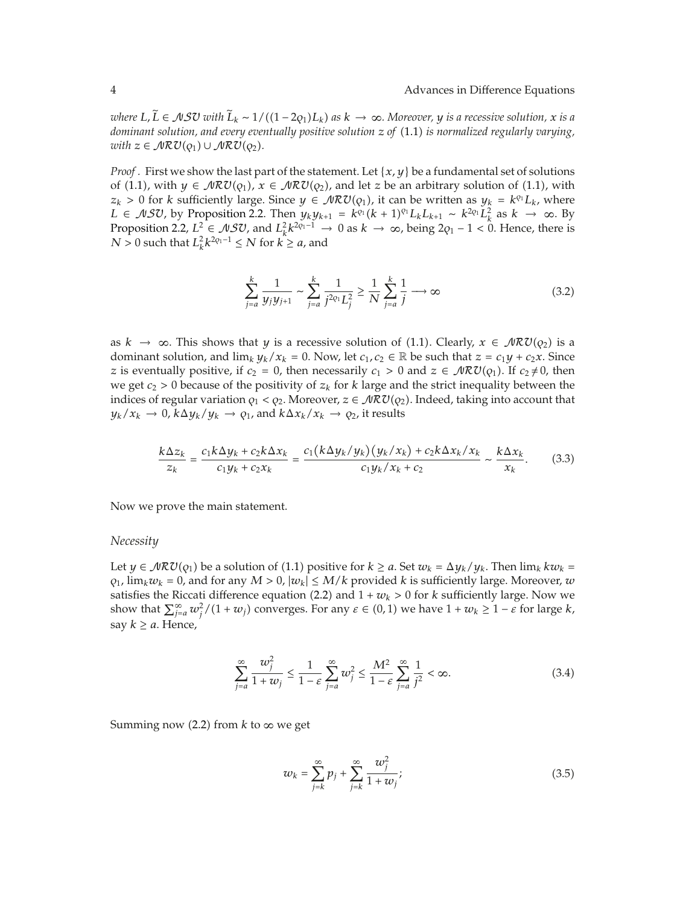*where $L, \widetilde{L} \in \mathcal{NSV}$ with $\widetilde{L}_k \sim 1/((1-2\varrho_1)L_k)$ as $k \to \infty$. Moreover, $y$ is a recessive solution, $x$ is a dominant solution, and every eventually positive solution $z$ of* (1.1) *is normalized regularly varying, with $z \in \mathcal{NRV}(\varrho_1) \cup \mathcal{NRV}(\varrho_2)$.*

*Proof* . First we show the last part of the statement. Let $\{x, y\}$ be a fundamental set of solutions of (1.1), with $y \in \mathcal{NRV}(\varrho_1)$, $x \in \mathcal{NRV}(\varrho_2)$, and let $z$ be an arbitrary solution of (1.1), with $z_k > 0$ for $k$ sufficiently large. Since $y \in \mathcal{NRV}(\varrho_1)$, it can be written as $y_k = k^{\varrho_1} L_k$, where $L \in \mathcal{NSV}$, by Proposition 2.2. Then $y_k y_{k+1} = k^{\varrho_1}(k+1)^{\varrho_1} L_k L_{k+1} \sim k^{2\varrho_1} L_k^2$ as $k \to \infty$. By Proposition 2.2, $L^2 \in \mathcal{NSV}$, and $L_k^2 k^{2\varrho_1 - 1} \to 0$ as $k \to \infty$, being $2\varrho_1 - 1 < 0$. Hence, there is $N > 0$ such that $L_k^2 k^{2\varrho_1 - 1} \le N$ for $k \ge a$, and

$$\sum_{j=a}^{k} \frac{1}{y_j y_{j+1}} \sim \sum_{j=a}^{k} \frac{1}{j^{2\varrho_1} L_j^2} \ge \frac{1}{N} \sum_{j=a}^{k} \frac{1}{j} \longrightarrow \infty \tag{3.2}$$

as $k \to \infty$. This shows that $y$ is a recessive solution of (1.1). Clearly, $x \in \mathcal{NRV}(\varrho_2)$ is a dominant solution, and $\lim_k y_k/x_k = 0$. Now, let $c_1, c_2 \in \mathbb{R}$ be such that $z = c_1 y + c_2 x$. Since $z$ is eventually positive, if $c_2 = 0$, then necessarily $c_1 > 0$ and $z \in \mathcal{NRV}(\varrho_1)$. If $c_2 \neq 0$, then we get $c_2 > 0$ because of the positivity of $z_k$ for $k$ large and the strict inequality between the indices of regular variation $\varrho_1 < \varrho_2$. Moreover, $z \in \mathcal{NRV}(\varrho_2)$. Indeed, taking into account that $y_k/x_k \to 0$, $k\Delta y_k/y_k \to \varrho_1$, and $k\Delta x_k/x_k \to \varrho_2$, it results

$$\frac{k\Delta z_k}{z_k} = \frac{c_1 k\Delta y_k + c_2 k\Delta x_k}{c_1 y_k + c_2 x_k} = \frac{c_1 (k\Delta y_k/y_k)(y_k/x_k) + c_2 k\Delta x_k/x_k}{c_1 y_k/x_k + c_2} \sim \frac{k\Delta x_k}{x_k}. \tag{3.3}$$

Now we prove the main statement.

*Necessity*

Let $y \in \mathcal{NRV}(\varrho_1)$ be a solution of (1.1) positive for $k \ge a$. Set $w_k = \Delta y_k/y_k$. Then $\lim_k k w_k = \varrho_1$, $\lim_k w_k = 0$, and for any $M > 0$, $|w_k| \le M/k$ provided $k$ is sufficiently large. Moreover, $w$ satisfies the Riccati difference equation (2.2) and $1 + w_k > 0$ for $k$ sufficiently large. Now we show that $\sum_{j=a}^{\infty} w_j^2/(1+w_j)$ converges. For any $\varepsilon \in (0,1)$ we have $1 + w_k \ge 1 - \varepsilon$ for large $k$, say $k \ge a$. Hence,

$$\sum_{j=a}^{\infty} \frac{w_j^2}{1+w_j} \le \frac{1}{1-\varepsilon} \sum_{j=a}^{\infty} w_j^2 \le \frac{M^2}{1-\varepsilon} \sum_{j=a}^{\infty} \frac{1}{j^2} < \infty. \tag{3.4}$$

Summing now (2.2) from $k$ to $\infty$ we get

$$w_k = \sum_{j=k}^{\infty} p_j + \sum_{j=k}^{\infty} \frac{w_j^2}{1+w_j}; \tag{3.5}$$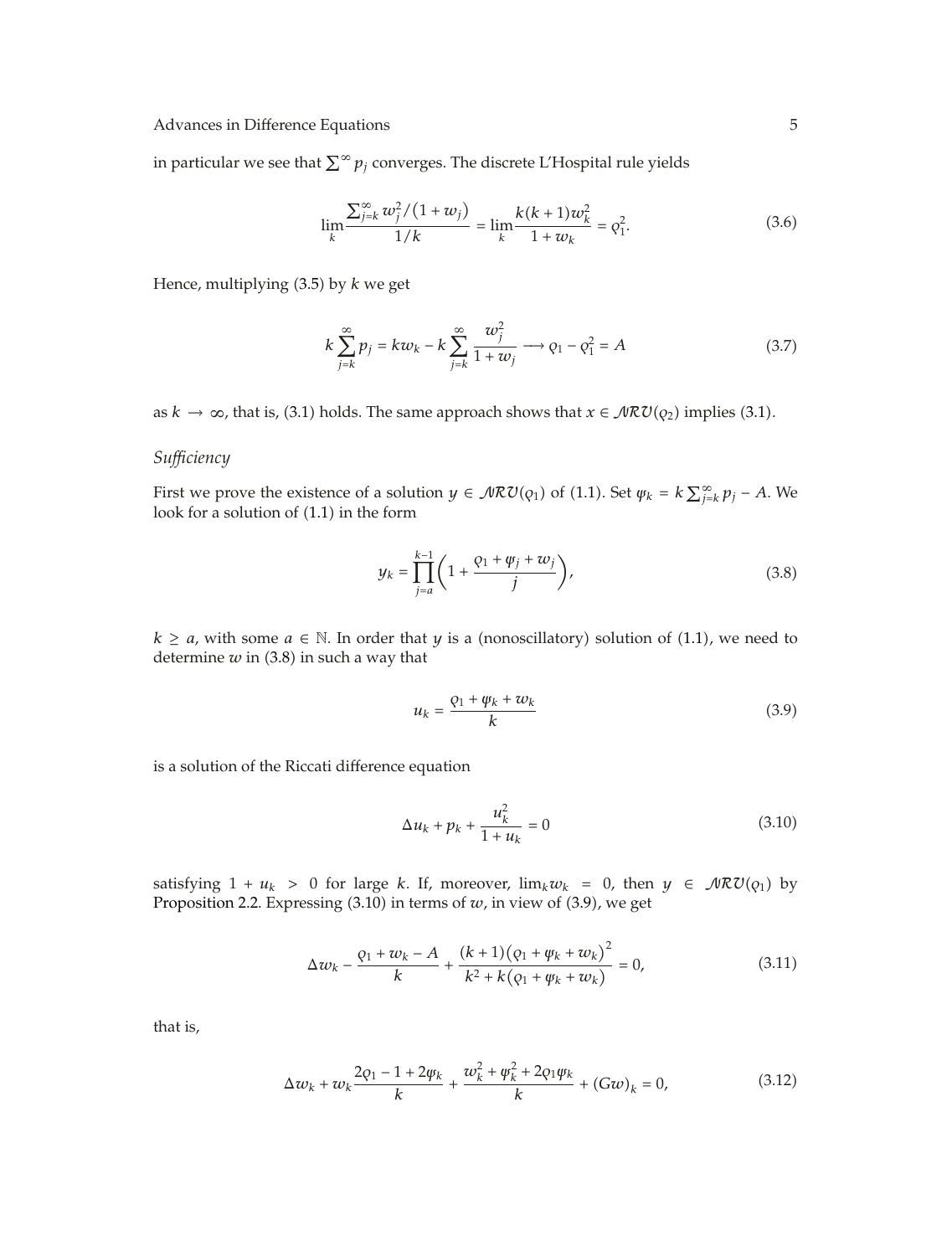in particular we see that $\sum^{\infty} p_j$ converges. The discrete L'Hospital rule yields

$$\lim_{k} \frac{\sum_{j=k}^{\infty} w_j^2/(1+w_j)}{1/k} = \lim_{k} \frac{k(k+1)w_k^2}{1+w_k} = \varrho_1^2. \tag{3.6}$$

Hence, multiplying (3.5) by $k$ we get

$$k\sum_{j=k}^{\infty} p_j = kw_k - k\sum_{j=k}^{\infty} \frac{w_j^2}{1+w_j} \longrightarrow \varrho_1 - \varrho_1^2 = A \tag{3.7}$$

as $k \to \infty$, that is, (3.1) holds. The same approach shows that $x \in \mathcal{NRV}(\varrho_2)$ implies (3.1).

*Sufficiency*

First we prove the existence of a solution $y \in \mathcal{NRV}(\varrho_1)$ of (1.1). Set $\psi_k = k\sum_{j=k}^{\infty} p_j - A$. We look for a solution of (1.1) in the form

$$y_k = \prod_{j=a}^{k-1}\left(1 + \frac{\varrho_1 + \psi_j + w_j}{j}\right), \tag{3.8}$$

$k \geq a$, with some $a \in \mathbb{N}$. In order that $y$ is a (nonoscillatory) solution of (1.1), we need to determine $w$ in (3.8) in such a way that

$$u_k = \frac{\varrho_1 + \psi_k + w_k}{k} \tag{3.9}$$

is a solution of the Riccati difference equation

$$\Delta u_k + p_k + \frac{u_k^2}{1+u_k} = 0 \tag{3.10}$$

satisfying $1 + u_k > 0$ for large $k$. If, moreover, $\lim_k w_k = 0$, then $y \in \mathcal{NRV}(\varrho_1)$ by Proposition 2.2. Expressing (3.10) in terms of $w$, in view of (3.9), we get

$$\Delta w_k - \frac{\varrho_1 + w_k - A}{k} + \frac{(k+1)(\varrho_1 + \psi_k + w_k)^2}{k^2 + k(\varrho_1 + \psi_k + w_k)} = 0, \tag{3.11}$$

that is,

$$\Delta w_k + w_k \frac{2\varrho_1 - 1 + 2\psi_k}{k} + \frac{w_k^2 + \psi_k^2 + 2\varrho_1\psi_k}{k} + (Gw)_k = 0, \tag{3.12}$$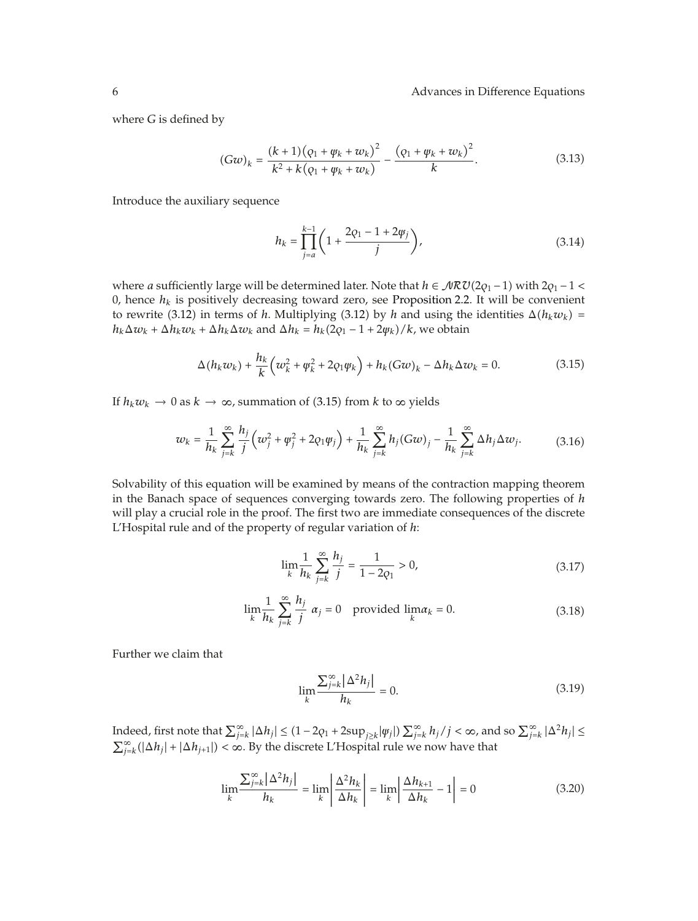where $G$ is defined by

$$(Gw)_k = \frac{(k+1)\left(\varrho_1 + \psi_k + w_k\right)^2}{k^2 + k\left(\varrho_1 + \psi_k + w_k\right)} - \frac{\left(\varrho_1 + \psi_k + w_k\right)^2}{k}. \tag{3.13}$$

Introduce the auxiliary sequence

$$h_k = \prod_{j=a}^{k-1}\left(1 + \frac{2\varrho_1 - 1 + 2\psi_j}{j}\right), \tag{3.14}$$

where $a$ sufficiently large will be determined later. Note that $h \in \mathcal{NRV}(2\varrho_1 - 1)$ with $2\varrho_1 - 1 < 0$, hence $h_k$ is positively decreasing toward zero, see Proposition 2.2. It will be convenient to rewrite (3.12) in terms of $h$. Multiplying (3.12) by $h$ and using the identities $\Delta(h_k w_k) = h_k \Delta w_k + \Delta h_k w_k + \Delta h_k \Delta w_k$ and $\Delta h_k = h_k(2\varrho_1 - 1 + 2\psi_k)/k$, we obtain

$$\Delta(h_k w_k) + \frac{h_k}{k}\left(w_k^2 + \psi_k^2 + 2\varrho_1 \psi_k\right) + h_k (Gw)_k - \Delta h_k \Delta w_k = 0. \tag{3.15}$$

If $h_k w_k \to 0$ as $k \to \infty$, summation of (3.15) from $k$ to $\infty$ yields

$$w_k = \frac{1}{h_k}\sum_{j=k}^{\infty}\frac{h_j}{j}\left(w_j^2 + \psi_j^2 + 2\varrho_1\psi_j\right) + \frac{1}{h_k}\sum_{j=k}^{\infty} h_j (Gw)_j - \frac{1}{h_k}\sum_{j=k}^{\infty}\Delta h_j \Delta w_j. \tag{3.16}$$

Solvability of this equation will be examined by means of the contraction mapping theorem in the Banach space of sequences converging towards zero. The following properties of $h$ will play a crucial role in the proof. The first two are immediate consequences of the discrete L'Hospital rule and of the property of regular variation of $h$:

$$\lim_k \frac{1}{h_k}\sum_{j=k}^{\infty}\frac{h_j}{j} = \frac{1}{1 - 2\varrho_1} > 0, \tag{3.17}$$

$$\lim_k \frac{1}{h_k}\sum_{j=k}^{\infty}\frac{h_j}{j}\ \alpha_j = 0 \quad \text{provided } \lim_k \alpha_k = 0. \tag{3.18}$$

Further we claim that

$$\lim_k \frac{\sum_{j=k}^{\infty}\left|\Delta^2 h_j\right|}{h_k} = 0. \tag{3.19}$$

Indeed, first note that $\sum_{j=k}^{\infty}|\Delta h_j| \le (1 - 2\varrho_1 + 2\sup_{j\ge k}|\psi_j|)\sum_{j=k}^{\infty} h_j/j < \infty$, and so $\sum_{j=k}^{\infty}|\Delta^2 h_j| \le \sum_{j=k}^{\infty}(|\Delta h_j| + |\Delta h_{j+1}|) < \infty$. By the discrete L'Hospital rule we now have that

$$\lim_k \frac{\sum_{j=k}^{\infty}\left|\Delta^2 h_j\right|}{h_k} = \lim_k \left|\frac{\Delta^2 h_k}{\Delta h_k}\right| = \lim_k \left|\frac{\Delta h_{k+1}}{\Delta h_k} - 1\right| = 0 \tag{3.20}$$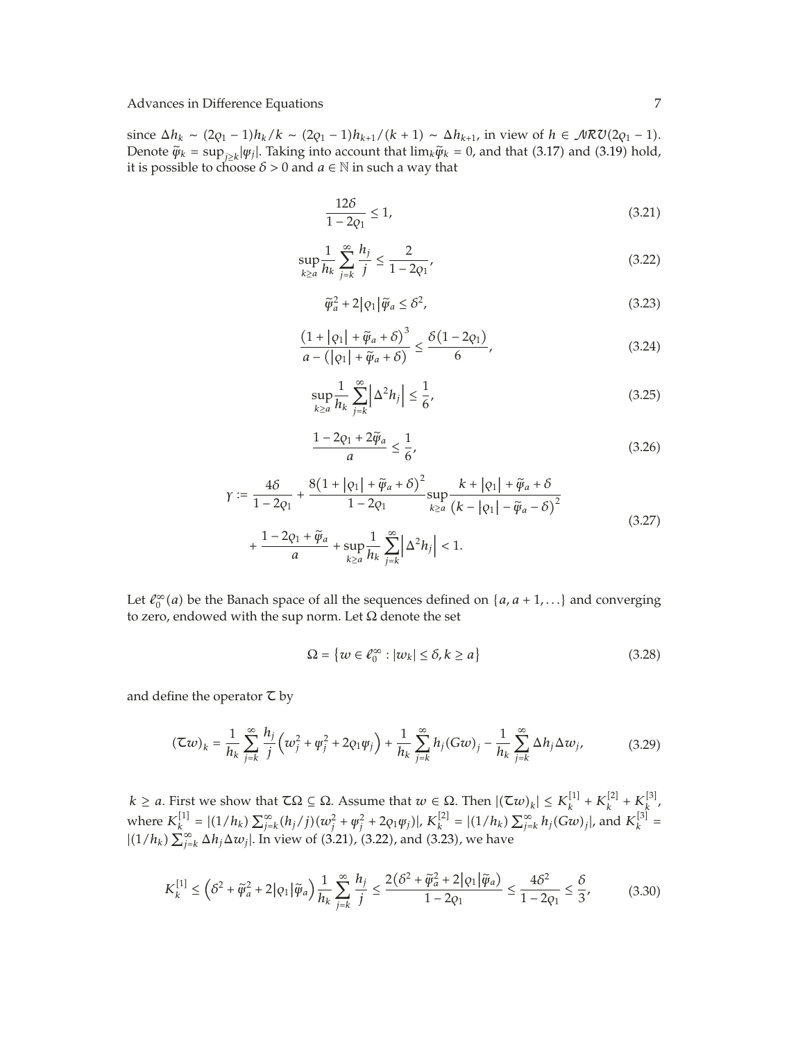since $\Delta h_k \sim (2\varrho_1 - 1)h_k/k \sim (2\varrho_1 - 1)h_{k+1}/(k+1) \sim \Delta h_{k+1}$, in view of $h \in \mathcal{NRV}(2\varrho_1 - 1)$. Denote $\tilde{\psi}_k = \sup_{j \ge k}|\psi_j|$. Taking into account that $\lim_k \tilde{\psi}_k = 0$, and that (3.17) and (3.19) hold, it is possible to choose $\delta > 0$ and $a \in \mathbb{N}$ in such a way that

$$\frac{12\delta}{1 - 2\varrho_1} \le 1, \tag{3.21}$$

$$\sup_{k \ge a} \frac{1}{h_k} \sum_{j=k}^{\infty} \frac{h_j}{j} \le \frac{2}{1 - 2\varrho_1}, \tag{3.22}$$

$$\tilde{\psi}_a^2 + 2|\varrho_1|\tilde{\psi}_a \le \delta^2, \tag{3.23}$$

$$\frac{\left(1 + |\varrho_1| + \tilde{\psi}_a + \delta\right)^3}{a - \left(|\varrho_1| + \tilde{\psi}_a + \delta\right)} \le \frac{\delta(1 - 2\varrho_1)}{6}, \tag{3.24}$$

$$\sup_{k \ge a} \frac{1}{h_k} \sum_{j=k}^{\infty} \left|\Delta^2 h_j\right| \le \frac{1}{6}, \tag{3.25}$$

$$\frac{1 - 2\varrho_1 + 2\tilde{\psi}_a}{a} \le \frac{1}{6}, \tag{3.26}$$

$$\begin{aligned}\gamma := \frac{4\delta}{1 - 2\varrho_1} &+ \frac{8\left(1 + |\varrho_1| + \tilde{\psi}_a + \delta\right)^2}{1 - 2\varrho_1} \sup_{k \ge a} \frac{k + |\varrho_1| + \tilde{\psi}_a + \delta}{\left(k - |\varrho_1| - \tilde{\psi}_a - \delta\right)^2} \\ &+ \frac{1 - 2\varrho_1 + \tilde{\psi}_a}{a} + \sup_{k \ge a} \frac{1}{h_k} \sum_{j=k}^{\infty} \left|\Delta^2 h_j\right| < 1.\end{aligned} \tag{3.27}$$

Let $\ell_0^\infty(a)$ be the Banach space of all the sequences defined on $\{a, a+1, \ldots\}$ and converging to zero, endowed with the sup norm. Let $\Omega$ denote the set

$$\Omega = \left\{ w \in \ell_0^\infty : |w_k| \le \delta, k \ge a \right\} \tag{3.28}$$

and define the operator $\mathcal{T}$ by

$$(\mathcal{T}w)_k = \frac{1}{h_k} \sum_{j=k}^{\infty} \frac{h_j}{j}\left(w_j^2 + \psi_j^2 + 2\varrho_1\psi_j\right) + \frac{1}{h_k} \sum_{j=k}^{\infty} h_j (Gw)_j - \frac{1}{h_k} \sum_{j=k}^{\infty} \Delta h_j \Delta w_j, \tag{3.29}$$

$k \ge a$. First we show that $\mathcal{T}\Omega \subseteq \Omega$. Assume that $w \in \Omega$. Then $|(\mathcal{T}w)_k| \le K_k^{[1]} + K_k^{[2]} + K_k^{[3]}$, where $K_k^{[1]} = |(1/h_k)\sum_{j=k}^{\infty}(h_j/j)(w_j^2 + \psi_j^2 + 2\varrho_1\psi_j)|$, $K_k^{[2]} = |(1/h_k)\sum_{j=k}^{\infty} h_j (Gw)_j|$, and $K_k^{[3]} = |(1/h_k)\sum_{j=k}^{\infty} \Delta h_j \Delta w_j|$. In view of (3.21), (3.22), and (3.23), we have

$$K_k^{[1]} \le \left(\delta^2 + \tilde{\psi}_a^2 + 2|\varrho_1|\tilde{\psi}_a\right) \frac{1}{h_k} \sum_{j=k}^{\infty} \frac{h_j}{j} \le \frac{2\left(\delta^2 + \tilde{\psi}_a^2 + 2|\varrho_1|\tilde{\psi}_a\right)}{1 - 2\varrho_1} \le \frac{4\delta^2}{1 - 2\varrho_1} \le \frac{\delta}{3}, \tag{3.30}$$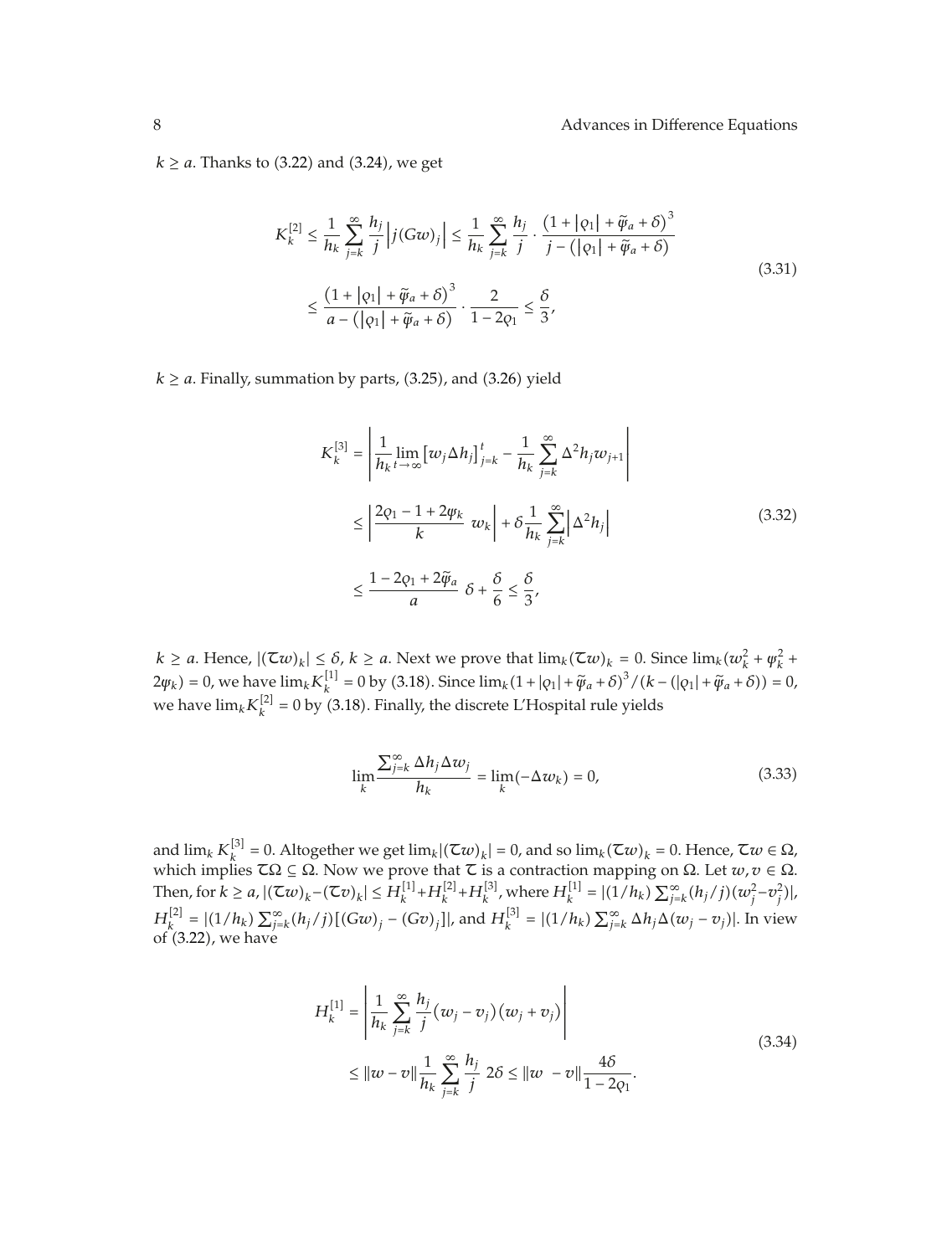$k \geq a$. Thanks to (3.22) and (3.24), we get

$$
\begin{aligned}
K_k^{[2]} &\leq \frac{1}{h_k} \sum_{j=k}^{\infty} \frac{h_j}{j} \left| j(Gw)_j \right| \leq \frac{1}{h_k} \sum_{j=k}^{\infty} \frac{h_j}{j} \cdot \frac{\left(1 + |\varrho_1| + \widetilde{\varphi}_a + \delta\right)^3}{j - \left(|\varrho_1| + \widetilde{\varphi}_a + \delta\right)} \\
&\leq \frac{\left(1 + |\varrho_1| + \widetilde{\varphi}_a + \delta\right)^3}{a - \left(|\varrho_1| + \widetilde{\varphi}_a + \delta\right)} \cdot \frac{2}{1 - 2\varrho_1} \leq \frac{\delta}{3},
\end{aligned}
\tag{3.31}
$$

$k \geq a$. Finally, summation by parts, (3.25), and (3.26) yield

$$
\begin{aligned}
K_k^{[3]} &= \left| \frac{1}{h_k} \lim_{t \to \infty} \left[ w_j \Delta h_j \right]_{j=k}^{t} - \frac{1}{h_k} \sum_{j=k}^{\infty} \Delta^2 h_j w_{j+1} \right| \\
&\leq \left| \frac{2\varrho_1 - 1 + 2\psi_k}{k} \; w_k \right| + \delta \frac{1}{h_k} \sum_{j=k}^{\infty} \left| \Delta^2 h_j \right| \\
&\leq \frac{1 - 2\varrho_1 + 2\widetilde{\varphi}_a}{a} \; \delta + \frac{\delta}{6} \leq \frac{\delta}{3},
\end{aligned}
\tag{3.32}
$$

$k \geq a$. Hence, $|(\mathcal{T}w)_k| \leq \delta$, $k \geq a$. Next we prove that $\lim_k (\mathcal{T}w)_k = 0$. Since $\lim_k (w_k^2 + \psi_k^2 + 2\psi_k) = 0$, we have $\lim_k K_k^{[1]} = 0$ by (3.18). Since $\lim_k (1 + |\varrho_1| + \widetilde{\varphi}_a + \delta)^3 / (k - (|\varrho_1| + \widetilde{\varphi}_a + \delta)) = 0$, we have $\lim_k K_k^{[2]} = 0$ by (3.18). Finally, the discrete L'Hospital rule yields

$$
\lim_k \frac{\sum_{j=k}^{\infty} \Delta h_j \Delta w_j}{h_k} = \lim_k (-\Delta w_k) = 0,
\tag{3.33}
$$

and $\lim_k K_k^{[3]} = 0$. Altogether we get $\lim_k |(\mathcal{T}w)_k| = 0$, and so $\lim_k (\mathcal{T}w)_k = 0$. Hence, $\mathcal{T}w \in \Omega$, which implies $\mathcal{T}\Omega \subseteq \Omega$. Now we prove that $\mathcal{T}$ is a contraction mapping on $\Omega$. Let $w, v \in \Omega$. Then, for $k \geq a$, $|(\mathcal{T}w)_k - (\mathcal{T}v)_k| \leq H_k^{[1]} + H_k^{[2]} + H_k^{[3]}$, where $H_k^{[1]} = |(1/h_k) \sum_{j=k}^{\infty} (h_j/j)(w_j^2 - v_j^2)|$, $H_k^{[2]} = |(1/h_k) \sum_{j=k}^{\infty} (h_j/j)[(Gw)_j - (Gv)_j]|$, and $H_k^{[3]} = |(1/h_k) \sum_{j=k}^{\infty} \Delta h_j \Delta (w_j - v_j)|$. In view of (3.22), we have

$$
\begin{aligned}
H_k^{[1]} &= \left| \frac{1}{h_k} \sum_{j=k}^{\infty} \frac{h_j}{j} (w_j - v_j)(w_j + v_j) \right| \\
&\leq \|w - v\| \frac{1}{h_k} \sum_{j=k}^{\infty} \frac{h_j}{j} \; 2\delta \leq \|w - v\| \frac{4\delta}{1 - 2\varrho_1}.
\end{aligned}
\tag{3.34}
$$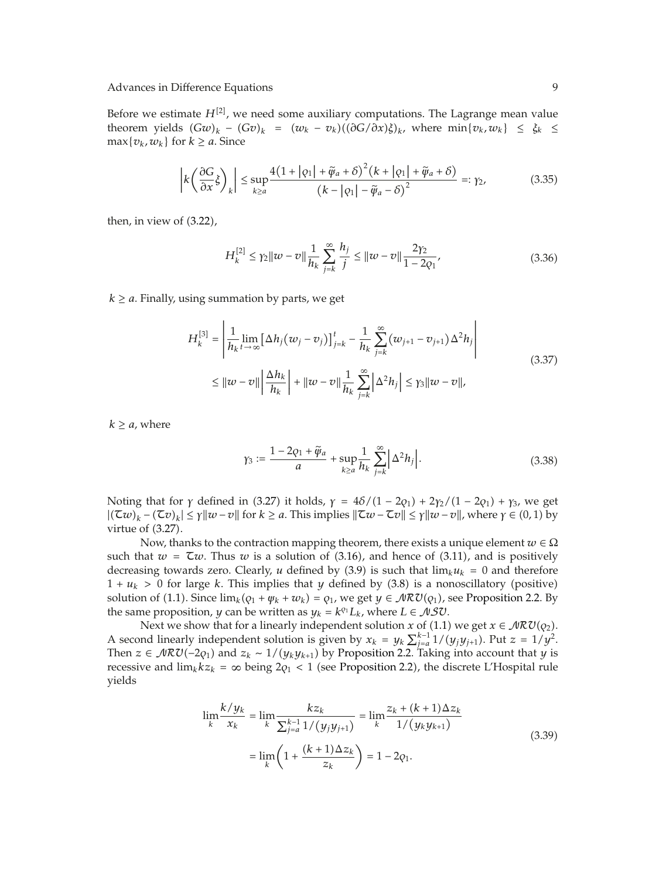Before we estimate $H^{[2]}$, we need some auxiliary computations. The Lagrange mean value theorem yields $(Gw)_k - (Gv)_k = (w_k - v_k)((\partial G/\partial x)\xi)_k$, where $\min\{v_k, w_k\} \leq \xi_k \leq \max\{v_k, w_k\}$ for $k \geq a$. Since

$$\left| k\left(\frac{\partial G}{\partial x}\xi\right)_k \right| \leq \sup_{k\geq a} \frac{4\left(1 + |\varrho_1| + \tilde{\varphi}_a + \delta\right)^2 \left(k + |\varrho_1| + \tilde{\varphi}_a + \delta\right)}{\left(k - |\varrho_1| - \tilde{\varphi}_a - \delta\right)^2} =: \gamma_2, \tag{3.35}$$

then, in view of (3.22),

$$H_k^{[2]} \leq \gamma_2 \|w - v\| \frac{1}{h_k} \sum_{j=k}^{\infty} \frac{h_j}{j} \leq \|w - v\| \frac{2\gamma_2}{1 - 2\varrho_1}, \tag{3.36}$$

$k \geq a$. Finally, using summation by parts, we get

$$\begin{aligned} H_k^{[3]} &= \left| \frac{1}{h_k} \lim_{t\to\infty} \left[ \Delta h_j (w_j - v_j) \right]_{j=k}^{t} - \frac{1}{h_k} \sum_{j=k}^{\infty} (w_{j+1} - v_{j+1}) \Delta^2 h_j \right| \\ &\leq \|w - v\| \left| \frac{\Delta h_k}{h_k} \right| + \|w - v\| \frac{1}{h_k} \sum_{j=k}^{\infty} \left| \Delta^2 h_j \right| \leq \gamma_3 \|w - v\|, \end{aligned} \tag{3.37}$$

$k \geq a$, where

$$\gamma_3 := \frac{1 - 2\varrho_1 + \tilde{\varphi}_a}{a} + \sup_{k\geq a} \frac{1}{h_k} \sum_{j=k}^{\infty} \left| \Delta^2 h_j \right|. \tag{3.38}$$

Noting that for $\gamma$ defined in (3.27) it holds, $\gamma = 4\delta/(1 - 2\varrho_1) + 2\gamma_2/(1 - 2\varrho_1) + \gamma_3$, we get $|(\mathcal{T}w)_k - (\mathcal{T}v)_k| \leq \gamma \|w - v\|$ for $k \geq a$. This implies $\|\mathcal{T}w - \mathcal{T}v\| \leq \gamma \|w - v\|$, where $\gamma \in (0, 1)$ by virtue of (3.27).

Now, thanks to the contraction mapping theorem, there exists a unique element $w \in \Omega$ such that $w = \mathcal{T}w$. Thus $w$ is a solution of (3.16), and hence of (3.11), and is positively decreasing towards zero. Clearly, $u$ defined by (3.9) is such that $\lim_k u_k = 0$ and therefore $1 + u_k > 0$ for large $k$. This implies that $y$ defined by (3.8) is a nonoscillatory (positive) solution of (1.1). Since $\lim_k(\varrho_1 + \psi_k + w_k) = \varrho_1$, we get $y \in \mathcal{NRV}(\varrho_1)$, see Proposition 2.2. By the same proposition, $y$ can be written as $y_k = k^{\varrho_1} L_k$, where $L \in \mathcal{NSV}$.

Next we show that for a linearly independent solution $x$ of (1.1) we get $x \in \mathcal{NRV}(\varrho_2)$. A second linearly independent solution is given by $x_k = y_k \sum_{j=a}^{k-1} 1/(y_j y_{j+1})$. Put $z = 1/y^2$. Then $z \in \mathcal{NRV}(-2\varrho_1)$ and $z_k \sim 1/(y_k y_{k+1})$ by Proposition 2.2. Taking into account that $y$ is recessive and $\lim_k k z_k = \infty$ being $2\varrho_1 < 1$ (see Proposition 2.2), the discrete L'Hospital rule yields

$$\begin{aligned} \lim_k \frac{k/y_k}{x_k} &= \lim_k \frac{k z_k}{\sum_{j=a}^{k-1} 1/(y_j y_{j+1})} = \lim_k \frac{z_k + (k+1)\Delta z_k}{1/(y_k y_{k+1})} \\ &= \lim_k \left(1 + \frac{(k+1)\Delta z_k}{z_k}\right) = 1 - 2\varrho_1. \end{aligned} \tag{3.39}$$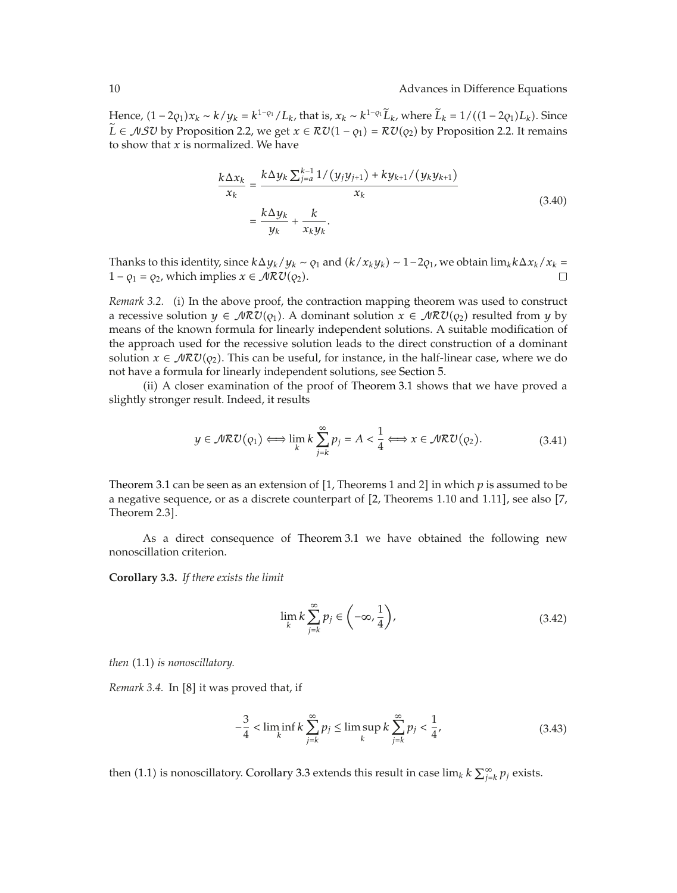Hence, $(1-2\varrho_1)x_k \sim k/y_k = k^{1-\varrho_1}/L_k$, that is, $x_k \sim k^{1-\varrho_1}\widetilde{L}_k$, where $\widetilde{L}_k = 1/((1-2\varrho_1)L_k)$. Since $\widetilde{L} \in \mathcal{NSV}$ by Proposition 2.2, we get $x \in \mathcal{RV}(1-\varrho_1) = \mathcal{RV}(\varrho_2)$ by Proposition 2.2. It remains to show that $x$ is normalized. We have

$$
\begin{aligned}
\frac{k\Delta x_k}{x_k} &= \frac{k\Delta y_k \sum_{j=a}^{k-1} 1/(y_j y_{j+1}) + k y_{k+1}/(y_k y_{k+1})}{x_k} \\
&= \frac{k\Delta y_k}{y_k} + \frac{k}{x_k y_k}.
\end{aligned}
\tag{3.40}
$$

Thanks to this identity, since $k\Delta y_k/y_k \sim \varrho_1$ and $(k/x_k y_k) \sim 1-2\varrho_1$, we obtain $\lim_k k\Delta x_k/x_k = 1-\varrho_1 = \varrho_2$, which implies $x \in \mathcal{NRV}(\varrho_2)$. □

*Remark 3.2.* (i) In the above proof, the contraction mapping theorem was used to construct a recessive solution $y \in \mathcal{NRV}(\varrho_1)$. A dominant solution $x \in \mathcal{NRV}(\varrho_2)$ resulted from $y$ by means of the known formula for linearly independent solutions. A suitable modification of the approach used for the recessive solution leads to the direct construction of a dominant solution $x \in \mathcal{NRV}(\varrho_2)$. This can be useful, for instance, in the half-linear case, where we do not have a formula for linearly independent solutions, see Section 5.

(ii) A closer examination of the proof of Theorem 3.1 shows that we have proved a slightly stronger result. Indeed, it results

$$
y \in \mathcal{NRV}(\varrho_1) \Longleftrightarrow \lim_k k \sum_{j=k}^{\infty} p_j = A < \frac{1}{4} \Longleftrightarrow x \in \mathcal{NRV}(\varrho_2).
\tag{3.41}
$$

Theorem 3.1 can be seen as an extension of [1, Theorems 1 and 2] in which $p$ is assumed to be a negative sequence, or as a discrete counterpart of [2, Theorems 1.10 and 1.11], see also [7, Theorem 2.3].

As a direct consequence of Theorem 3.1 we have obtained the following new nonoscillation criterion.

**Corollary 3.3.** *If there exists the limit*

$$
\lim_k k \sum_{j=k}^{\infty} p_j \in \left(-\infty, \frac{1}{4}\right),
\tag{3.42}
$$

*then* (1.1) *is nonoscillatory.*

*Remark 3.4.* In [8] it was proved that, if

$$
-\frac{3}{4} < \liminf_k k \sum_{j=k}^{\infty} p_j \le \limsup_k k \sum_{j=k}^{\infty} p_j < \frac{1}{4},
\tag{3.43}
$$

then (1.1) is nonoscillatory. Corollary 3.3 extends this result in case $\lim_k k \sum_{j=k}^{\infty} p_j$ exists.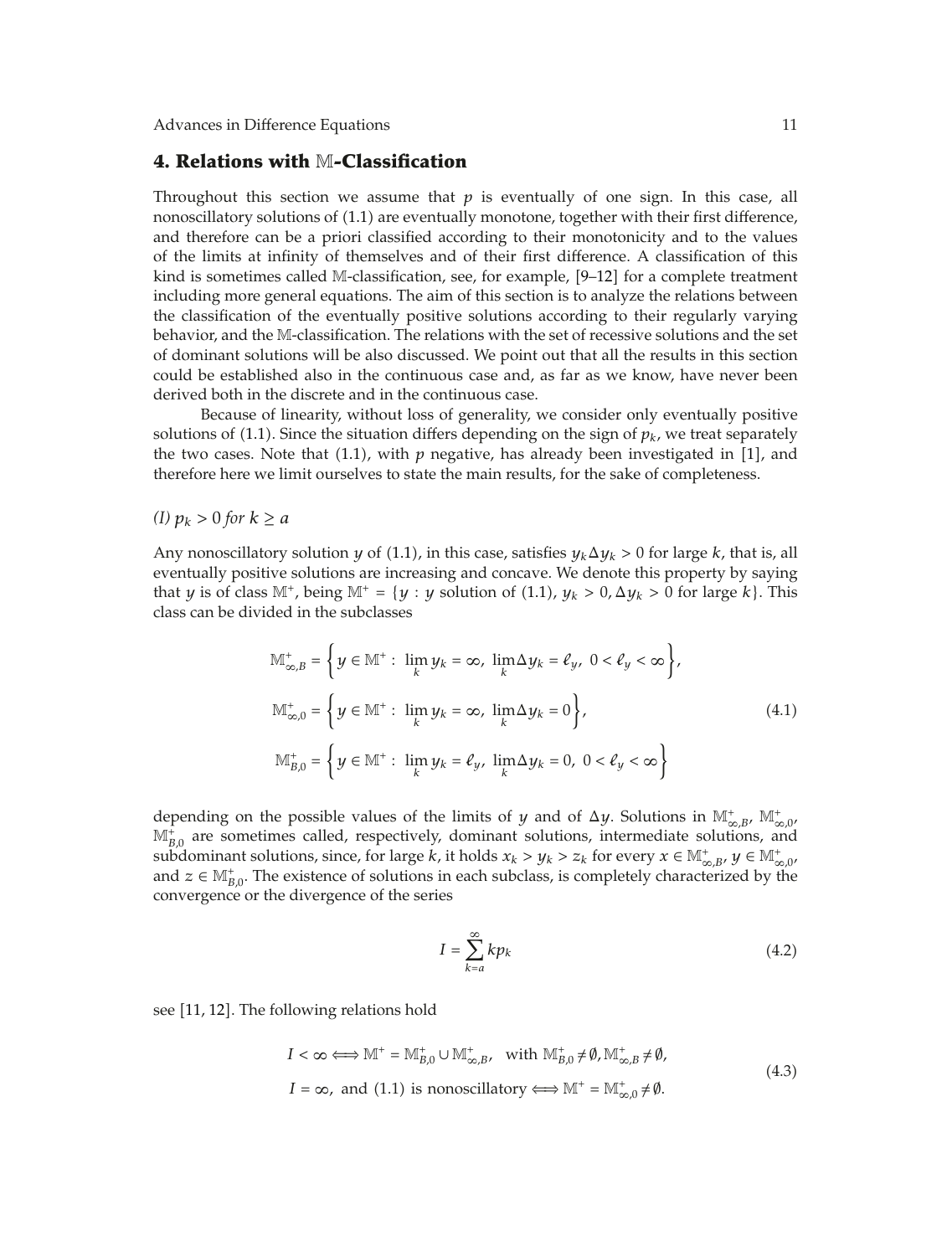## 4. Relations with $\mathbb{M}$-Classification

Throughout this section we assume that $p$ is eventually of one sign. In this case, all nonoscillatory solutions of (1.1) are eventually monotone, together with their first difference, and therefore can be a priori classified according to their monotonicity and to the values of the limits at infinity of themselves and of their first difference. A classification of this kind is sometimes called $\mathbb{M}$-classification, see, for example, [9–12] for a complete treatment including more general equations. The aim of this section is to analyze the relations between the classification of the eventually positive solutions according to their regularly varying behavior, and the $\mathbb{M}$-classification. The relations with the set of recessive solutions and the set of dominant solutions will be also discussed. We point out that all the results in this section could be established also in the continuous case and, as far as we know, have never been derived both in the discrete and in the continuous case.

Because of linearity, without loss of generality, we consider only eventually positive solutions of (1.1). Since the situation differs depending on the sign of $p_k$, we treat separately the two cases. Note that (1.1), with $p$ negative, has already been investigated in [1], and therefore here we limit ourselves to state the main results, for the sake of completeness.

*(I) $p_k > 0$ for $k \geq a$*

Any nonoscillatory solution $y$ of (1.1), in this case, satisfies $y_k \Delta y_k > 0$ for large $k$, that is, all eventually positive solutions are increasing and concave. We denote this property by saying that $y$ is of class $\mathbb{M}^+$, being $\mathbb{M}^+ = \{y : y \text{ solution of (1.1)}, \, y_k > 0, \Delta y_k > 0 \text{ for large } k\}$. This class can be divided in the subclasses

$$
\begin{aligned}
\mathbb{M}^+_{\infty,B} &= \left\{ y \in \mathbb{M}^+ : \lim_k y_k = \infty, \; \lim_k \Delta y_k = \ell_y, \; 0 < \ell_y < \infty \right\}, \\
\mathbb{M}^+_{\infty,0} &= \left\{ y \in \mathbb{M}^+ : \lim_k y_k = \infty, \; \lim_k \Delta y_k = 0 \right\}, \\
\mathbb{M}^+_{B,0} &= \left\{ y \in \mathbb{M}^+ : \lim_k y_k = \ell_y, \; \lim_k \Delta y_k = 0, \; 0 < \ell_y < \infty \right\}
\end{aligned}
\tag{4.1}
$$

depending on the possible values of the limits of $y$ and of $\Delta y$. Solutions in $\mathbb{M}^+_{\infty,B}$, $\mathbb{M}^+_{\infty,0}$, $\mathbb{M}^+_{B,0}$ are sometimes called, respectively, dominant solutions, intermediate solutions, and subdominant solutions, since, for large $k$, it holds $x_k > y_k > z_k$ for every $x \in \mathbb{M}^+_{\infty,B}$, $y \in \mathbb{M}^+_{\infty,0}$, and $z \in \mathbb{M}^+_{B,0}$. The existence of solutions in each subclass, is completely characterized by the convergence or the divergence of the series

$$
I = \sum_{k=a}^{\infty} k p_k
\tag{4.2}
$$

see [11, 12]. The following relations hold

$$
\begin{aligned}
&I < \infty \Longleftrightarrow \mathbb{M}^+ = \mathbb{M}^+_{B,0} \cup \mathbb{M}^+_{\infty,B}, \quad \text{with } \mathbb{M}^+_{B,0} \neq \emptyset, \mathbb{M}^+_{\infty,B} \neq \emptyset, \\
&I = \infty, \text{ and (1.1) is nonoscillatory} \Longleftrightarrow \mathbb{M}^+ = \mathbb{M}^+_{\infty,0} \neq \emptyset.
\end{aligned}
\tag{4.3}
$$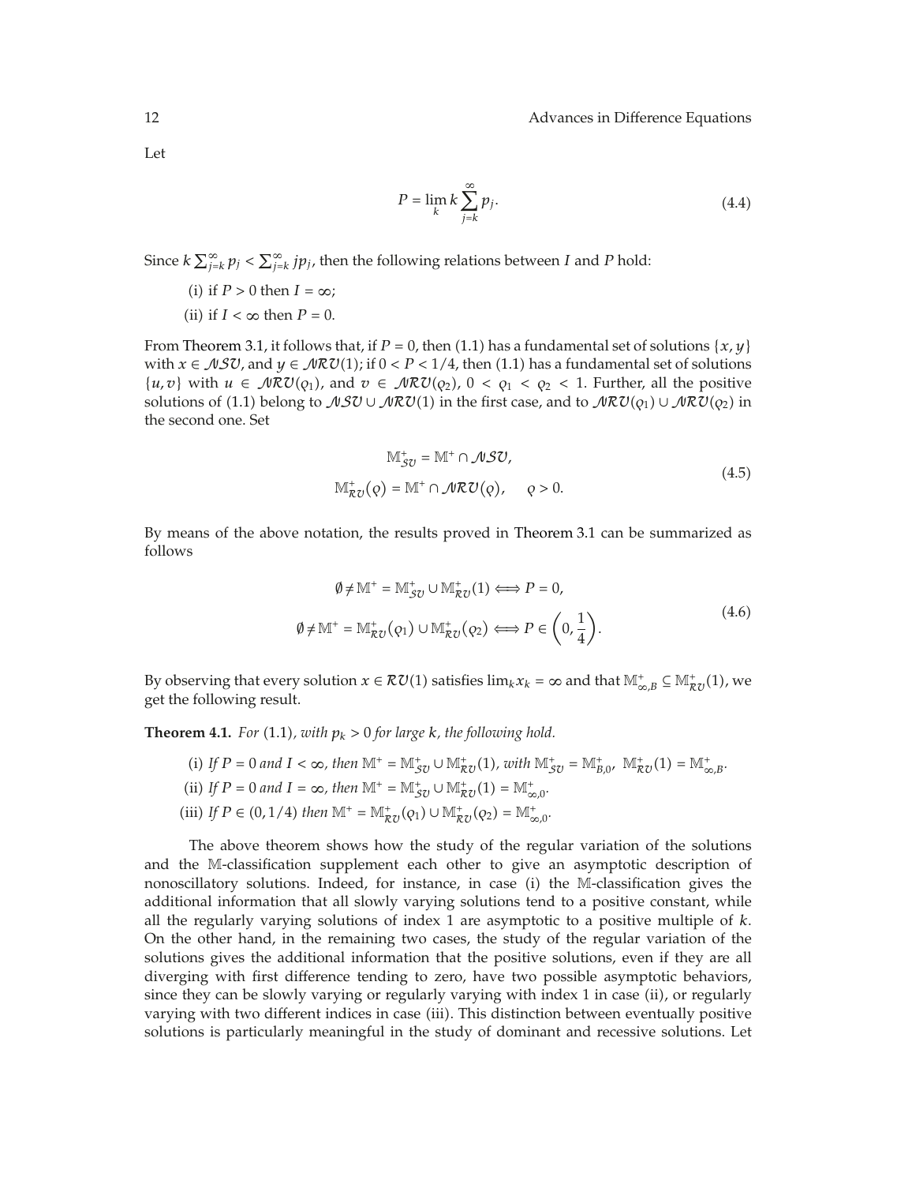Let

$$P = \lim_{k} k \sum_{j=k}^{\infty} p_j. \tag{4.4}$$

Since $k \sum_{j=k}^{\infty} p_j < \sum_{j=k}^{\infty} j p_j$, then the following relations between $I$ and $P$ hold:

(i) if $P > 0$ then $I = \infty$;

(ii) if $I < \infty$ then $P = 0$.

From Theorem 3.1, it follows that, if $P = 0$, then (1.1) has a fundamental set of solutions $\{x, y\}$ with $x \in \mathcal{NSV}$, and $y \in \mathcal{NRV}(1)$; if $0 < P < 1/4$, then (1.1) has a fundamental set of solutions $\{u, v\}$ with $u \in \mathcal{NRV}(\varrho_1)$, and $v \in \mathcal{NRV}(\varrho_2)$, $0 < \varrho_1 < \varrho_2 < 1$. Further, all the positive solutions of (1.1) belong to $\mathcal{NSV} \cup \mathcal{NRV}(1)$ in the first case, and to $\mathcal{NRV}(\varrho_1) \cup \mathcal{NRV}(\varrho_2)$ in the second one. Set

$$\begin{gathered} \mathbb{M}^{+}_{\mathcal{SV}} = \mathbb{M}^{+} \cap \mathcal{NSV}, \\ \mathbb{M}^{+}_{\mathcal{RV}}(\varrho) = \mathbb{M}^{+} \cap \mathcal{NRV}(\varrho), \quad \varrho > 0. \end{gathered} \tag{4.5}$$

By means of the above notation, the results proved in Theorem 3.1 can be summarized as follows

$$\begin{gathered} \emptyset \neq \mathbb{M}^{+} = \mathbb{M}^{+}_{\mathcal{SV}} \cup \mathbb{M}^{+}_{\mathcal{RV}}(1) \Longleftrightarrow P = 0, \\ \emptyset \neq \mathbb{M}^{+} = \mathbb{M}^{+}_{\mathcal{RV}}(\varrho_1) \cup \mathbb{M}^{+}_{\mathcal{RV}}(\varrho_2) \Longleftrightarrow P \in \left(0, \frac{1}{4}\right). \end{gathered} \tag{4.6}$$

By observing that every solution $x \in \mathcal{RV}(1)$ satisfies $\lim_k x_k = \infty$ and that $\mathbb{M}^{+}_{\infty,B} \subseteq \mathbb{M}^{+}_{\mathcal{RV}}(1)$, we get the following result.

**Theorem 4.1.** *For* (1.1)*, with $p_k > 0$ for large $k$, the following hold.*

(i) *If $P = 0$ and $I < \infty$, then $\mathbb{M}^{+} = \mathbb{M}^{+}_{\mathcal{SV}} \cup \mathbb{M}^{+}_{\mathcal{RV}}(1)$, with $\mathbb{M}^{+}_{\mathcal{SV}} = \mathbb{M}^{+}_{B,0}$, $\mathbb{M}^{+}_{\mathcal{RV}}(1) = \mathbb{M}^{+}_{\infty,B}$.*

(ii) *If $P = 0$ and $I = \infty$, then $\mathbb{M}^{+} = \mathbb{M}^{+}_{\mathcal{SV}} \cup \mathbb{M}^{+}_{\mathcal{RV}}(1) = \mathbb{M}^{+}_{\infty,0}$.*

(iii) *If $P \in (0, 1/4)$ then $\mathbb{M}^{+} = \mathbb{M}^{+}_{\mathcal{RV}}(\varrho_1) \cup \mathbb{M}^{+}_{\mathcal{RV}}(\varrho_2) = \mathbb{M}^{+}_{\infty,0}$.*

The above theorem shows how the study of the regular variation of the solutions and the $\mathbb{M}$-classification supplement each other to give an asymptotic description of nonoscillatory solutions. Indeed, for instance, in case (i) the $\mathbb{M}$-classification gives the additional information that all slowly varying solutions tend to a positive constant, while all the regularly varying solutions of index 1 are asymptotic to a positive multiple of $k$. On the other hand, in the remaining two cases, the study of the regular variation of the solutions gives the additional information that the positive solutions, even if they are all diverging with first difference tending to zero, have two possible asymptotic behaviors, since they can be slowly varying or regularly varying with index 1 in case (ii), or regularly varying with two different indices in case (iii). This distinction between eventually positive solutions is particularly meaningful in the study of dominant and recessive solutions. Let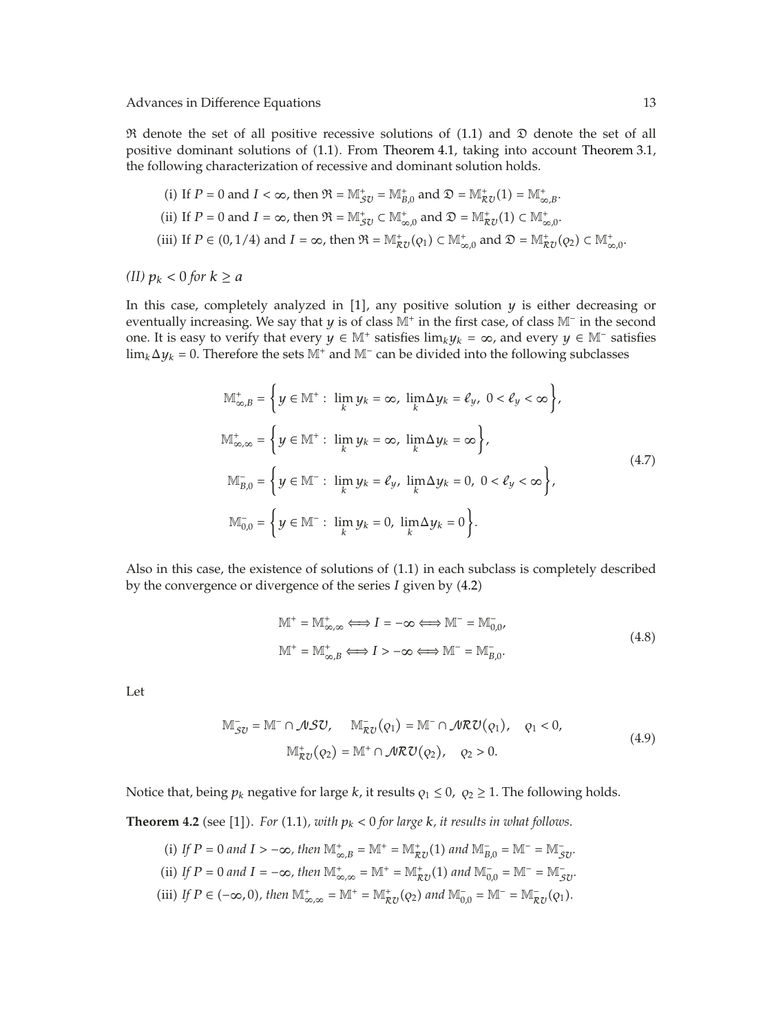$\mathfrak{R}$ denote the set of all positive recessive solutions of (1.1) and $\mathfrak{D}$ denote the set of all positive dominant solutions of (1.1). From Theorem 4.1, taking into account Theorem 3.1, the following characterization of recessive and dominant solution holds.

(i) If $P = 0$ and $I < \infty$, then $\mathfrak{R} = \mathbb{M}^+_{\mathcal{SV}} = \mathbb{M}^+_{B,0}$ and $\mathfrak{D} = \mathbb{M}^+_{\mathcal{RV}}(1) = \mathbb{M}^+_{\infty,B}$.

(ii) If $P = 0$ and $I = \infty$, then $\mathfrak{R} = \mathbb{M}^+_{\mathcal{SV}} \subset \mathbb{M}^+_{\infty,0}$ and $\mathfrak{D} = \mathbb{M}^+_{\mathcal{RV}}(1) \subset \mathbb{M}^+_{\infty,0}$.

(iii) If $P \in (0, 1/4)$ and $I = \infty$, then $\mathfrak{R} = \mathbb{M}^+_{\mathcal{RV}}(\varrho_1) \subset \mathbb{M}^+_{\infty,0}$ and $\mathfrak{D} = \mathbb{M}^+_{\mathcal{RV}}(\varrho_2) \subset \mathbb{M}^+_{\infty,0}$.

*(II) $p_k < 0$ for $k \geq a$*

In this case, completely analyzed in [1], any positive solution $y$ is either decreasing or eventually increasing. We say that $y$ is of class $\mathbb{M}^+$ in the first case, of class $\mathbb{M}^-$ in the second one. It is easy to verify that every $y \in \mathbb{M}^+$ satisfies $\lim_k y_k = \infty$, and every $y \in \mathbb{M}^-$ satisfies $\lim_k \Delta y_k = 0$. Therefore the sets $\mathbb{M}^+$ and $\mathbb{M}^-$ can be divided into the following subclasses

$$
\begin{aligned}
\mathbb{M}^+_{\infty,B} &= \left\{ y \in \mathbb{M}^+ : \ \lim_k y_k = \infty, \ \lim_k \Delta y_k = \ell_y, \ 0 < \ell_y < \infty \right\}, \\
\mathbb{M}^+_{\infty,\infty} &= \left\{ y \in \mathbb{M}^+ : \ \lim_k y_k = \infty, \ \lim_k \Delta y_k = \infty \right\}, \\
\mathbb{M}^-_{B,0} &= \left\{ y \in \mathbb{M}^- : \ \lim_k y_k = \ell_y, \ \lim_k \Delta y_k = 0, \ 0 < \ell_y < \infty \right\}, \\
\mathbb{M}^-_{0,0} &= \left\{ y \in \mathbb{M}^- : \ \lim_k y_k = 0, \ \lim_k \Delta y_k = 0 \right\}.
\end{aligned}
\tag{4.7}
$$

Also in this case, the existence of solutions of (1.1) in each subclass is completely described by the convergence or divergence of the series $I$ given by (4.2)

$$
\begin{aligned}
\mathbb{M}^+ = \mathbb{M}^+_{\infty,\infty} &\Longleftrightarrow I = -\infty \Longleftrightarrow \mathbb{M}^- = \mathbb{M}^-_{0,0}, \\
\mathbb{M}^+ = \mathbb{M}^+_{\infty,B} &\Longleftrightarrow I > -\infty \Longleftrightarrow \mathbb{M}^- = \mathbb{M}^-_{B,0}.
\end{aligned}
\tag{4.8}
$$

Let

$$
\begin{gathered}
\mathbb{M}^-_{\mathcal{SV}} = \mathbb{M}^- \cap \mathcal{NSV}, \qquad \mathbb{M}^-_{\mathcal{RV}}(\varrho_1) = \mathbb{M}^- \cap \mathcal{NRV}(\varrho_1), \quad \varrho_1 < 0, \\
\mathbb{M}^+_{\mathcal{RV}}(\varrho_2) = \mathbb{M}^+ \cap \mathcal{NRV}(\varrho_2), \quad \varrho_2 > 0.
\end{gathered}
\tag{4.9}
$$

Notice that, being $p_k$ negative for large $k$, it results $\varrho_1 \leq 0$, $\varrho_2 \geq 1$. The following holds.

**Theorem 4.2** (see [1]). *For* (1.1)*, with $p_k < 0$ for large $k$, it results in what follows.*

(i) *If $P = 0$ and $I > -\infty$, then $\mathbb{M}^+_{\infty,B} = \mathbb{M}^+ = \mathbb{M}^+_{\mathcal{RV}}(1)$ and $\mathbb{M}^-_{B,0} = \mathbb{M}^- = \mathbb{M}^-_{\mathcal{SV}}$.*

(ii) *If $P = 0$ and $I = -\infty$, then $\mathbb{M}^+_{\infty,\infty} = \mathbb{M}^+ = \mathbb{M}^+_{\mathcal{RV}}(1)$ and $\mathbb{M}^-_{0,0} = \mathbb{M}^- = \mathbb{M}^-_{\mathcal{SV}}$.*

(iii) *If $P \in (-\infty, 0)$, then $\mathbb{M}^+_{\infty,\infty} = \mathbb{M}^+ = \mathbb{M}^+_{\mathcal{RV}}(\varrho_2)$ and $\mathbb{M}^-_{0,0} = \mathbb{M}^- = \mathbb{M}^-_{\mathcal{RV}}(\varrho_1)$.*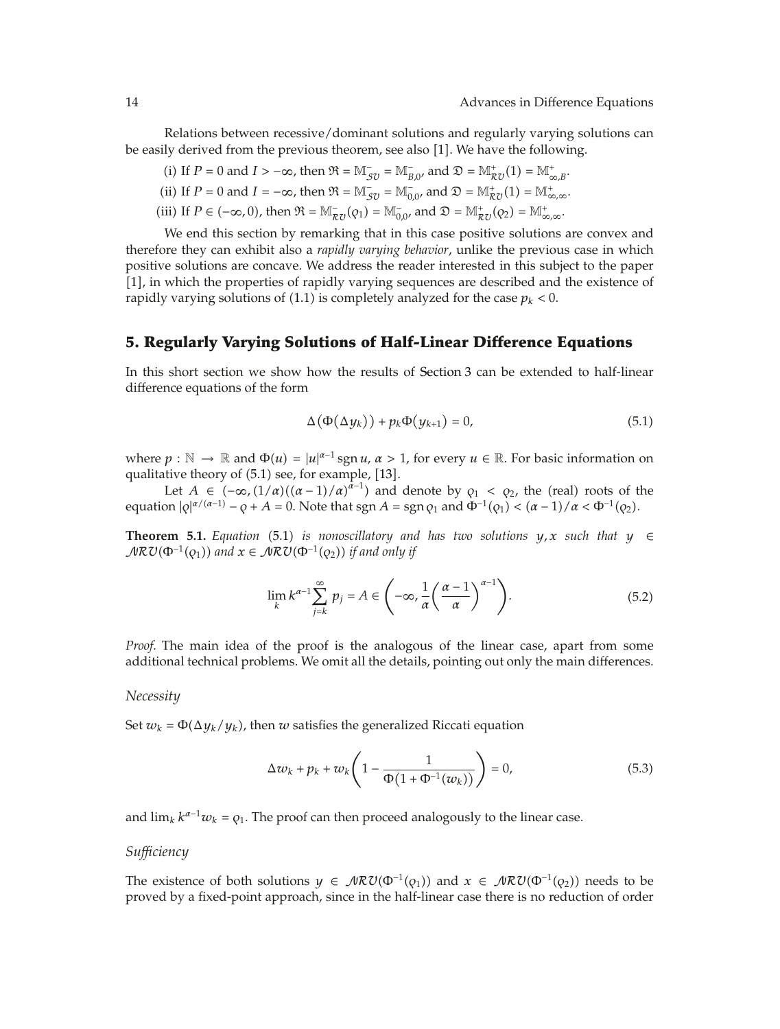Relations between recessive/dominant solutions and regularly varying solutions can be easily derived from the previous theorem, see also [1]. We have the following.

(i) If $P = 0$ and $I > -\infty$, then $\mathfrak{R} = \mathbb{M}^-_{\mathcal{SV}} = \mathbb{M}^-_{B,0}$, and $\mathfrak{D} = \mathbb{M}^+_{\mathcal{RV}}(1) = \mathbb{M}^+_{\infty,B}$.

(ii) If $P = 0$ and $I = -\infty$, then $\mathfrak{R} = \mathbb{M}^-_{\mathcal{SV}} = \mathbb{M}^-_{0,0}$, and $\mathfrak{D} = \mathbb{M}^+_{\mathcal{RV}}(1) = \mathbb{M}^+_{\infty,\infty}$.

(iii) If $P \in (-\infty, 0)$, then $\mathfrak{R} = \mathbb{M}^-_{\mathcal{RV}}(\varrho_1) = \mathbb{M}^-_{0,0}$, and $\mathfrak{D} = \mathbb{M}^+_{\mathcal{RV}}(\varrho_2) = \mathbb{M}^+_{\infty,\infty}$.

We end this section by remarking that in this case positive solutions are convex and therefore they can exhibit also a *rapidly varying behavior*, unlike the previous case in which positive solutions are concave. We address the reader interested in this subject to the paper [1], in which the properties of rapidly varying sequences are described and the existence of rapidly varying solutions of (1.1) is completely analyzed for the case $p_k < 0$.

## 5. Regularly Varying Solutions of Half-Linear Difference Equations

In this short section we show how the results of Section 3 can be extended to half-linear difference equations of the form

$$\Delta\big(\Phi(\Delta y_k)\big) + p_k \Phi(y_{k+1}) = 0, \tag{5.1}$$

where $p : \mathbb{N} \to \mathbb{R}$ and $\Phi(u) = |u|^{\alpha-1} \operatorname{sgn} u$, $\alpha > 1$, for every $u \in \mathbb{R}$. For basic information on qualitative theory of (5.1) see, for example, [13].

Let $A \in (-\infty, (1/\alpha)((\alpha-1)/\alpha)^{\alpha-1})$ and denote by $\varrho_1 < \varrho_2$, the (real) roots of the equation $|\varrho|^{\alpha/(\alpha-1)} - \varrho + A = 0$. Note that $\operatorname{sgn} A = \operatorname{sgn} \varrho_1$ and $\Phi^{-1}(\varrho_1) < (\alpha-1)/\alpha < \Phi^{-1}(\varrho_2)$.

**Theorem 5.1.** *Equation* (5.1) *is nonoscillatory and has two solutions $y, x$ such that $y \in \mathcal{NRV}(\Phi^{-1}(\varrho_1))$ and $x \in \mathcal{NRV}(\Phi^{-1}(\varrho_2))$ if and only if*

$$\lim_k k^{\alpha-1} \sum_{j=k}^{\infty} p_j = A \in \left(-\infty, \frac{1}{\alpha}\left(\frac{\alpha-1}{\alpha}\right)^{\alpha-1}\right). \tag{5.2}$$

*Proof.* The main idea of the proof is the analogous of the linear case, apart from some additional technical problems. We omit all the details, pointing out only the main differences.

*Necessity*

Set $w_k = \Phi(\Delta y_k / y_k)$, then $w$ satisfies the generalized Riccati equation

$$\Delta w_k + p_k + w_k \left(1 - \frac{1}{\Phi\big(1 + \Phi^{-1}(w_k)\big)}\right) = 0, \tag{5.3}$$

and $\lim_k k^{\alpha-1} w_k = \varrho_1$. The proof can then proceed analogously to the linear case.

*Sufficiency*

The existence of both solutions $y \in \mathcal{NRV}(\Phi^{-1}(\varrho_1))$ and $x \in \mathcal{NRV}(\Phi^{-1}(\varrho_2))$ needs to be proved by a fixed-point approach, since in the half-linear case there is no reduction of order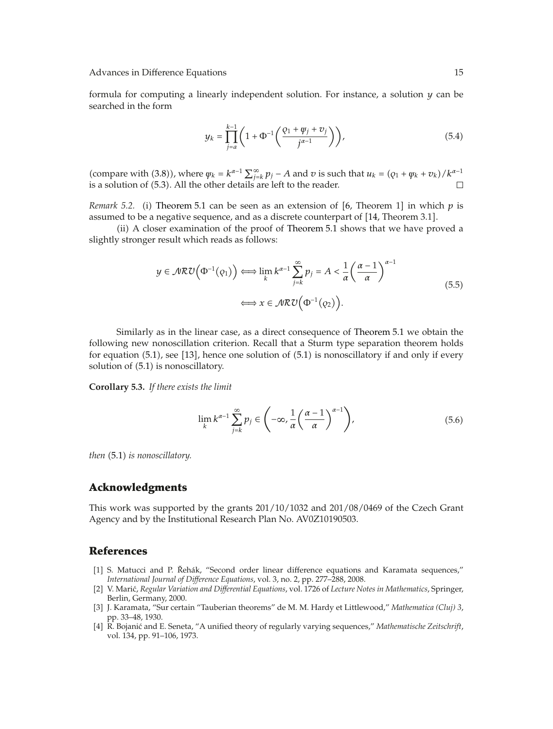formula for computing a linearly independent solution. For instance, a solution $y$ can be searched in the form

$$y_k = \prod_{j=a}^{k-1} \left( 1 + \Phi^{-1}\left( \frac{\varrho_1 + \psi_j + v_j}{j^{\alpha-1}} \right) \right), \tag{5.4}$$

(compare with (3.8)), where $\psi_k = k^{\alpha-1} \sum_{j=k}^{\infty} p_j - A$ and $v$ is such that $u_k = (\varrho_1 + \psi_k + v_k)/k^{\alpha-1}$ is a solution of (5.3). All the other details are left to the reader. □

*Remark 5.2.* (i) Theorem 5.1 can be seen as an extension of [6, Theorem 1] in which $p$ is assumed to be a negative sequence, and as a discrete counterpart of [14, Theorem 3.1].

(ii) A closer examination of the proof of Theorem 5.1 shows that we have proved a slightly stronger result which reads as follows:

$$\begin{aligned} y \in \mathcal{NRV}\left(\Phi^{-1}(\varrho_1)\right) &\Longleftrightarrow \lim_k k^{\alpha-1} \sum_{j=k}^{\infty} p_j = A < \frac{1}{\alpha}\left(\frac{\alpha-1}{\alpha}\right)^{\alpha-1} \\ &\Longleftrightarrow x \in \mathcal{NRV}\left(\Phi^{-1}(\varrho_2)\right). \end{aligned} \tag{5.5}$$

Similarly as in the linear case, as a direct consequence of Theorem 5.1 we obtain the following new nonoscillation criterion. Recall that a Sturm type separation theorem holds for equation (5.1), see [13], hence one solution of (5.1) is nonoscillatory if and only if every solution of (5.1) is nonoscillatory.

**Corollary 5.3.** *If there exists the limit*

$$\lim_k k^{\alpha-1} \sum_{j=k}^{\infty} p_j \in \left( -\infty, \frac{1}{\alpha}\left(\frac{\alpha-1}{\alpha}\right)^{\alpha-1} \right), \tag{5.6}$$

*then* (5.1) *is nonoscillatory.*

## Acknowledgments

This work was supported by the grants 201/10/1032 and 201/08/0469 of the Czech Grant Agency and by the Institutional Research Plan No. AV0Z10190503.

## References

[1] S. Matucci and P. Řehák, "Second order linear difference equations and Karamata sequences," *International Journal of Difference Equations*, vol. 3, no. 2, pp. 277–288, 2008.

[2] V. Marić, *Regular Variation and Differential Equations*, vol. 1726 of *Lecture Notes in Mathematics*, Springer, Berlin, Germany, 2000.

[3] J. Karamata, "Sur certain "Tauberian theorems" de M. M. Hardy et Littlewood," *Mathematica (Cluj) 3*, pp. 33–48, 1930.

[4] R. Bojanić and E. Seneta, "A unified theory of regularly varying sequences," *Mathematische Zeitschrift*, vol. 134, pp. 91–106, 1973.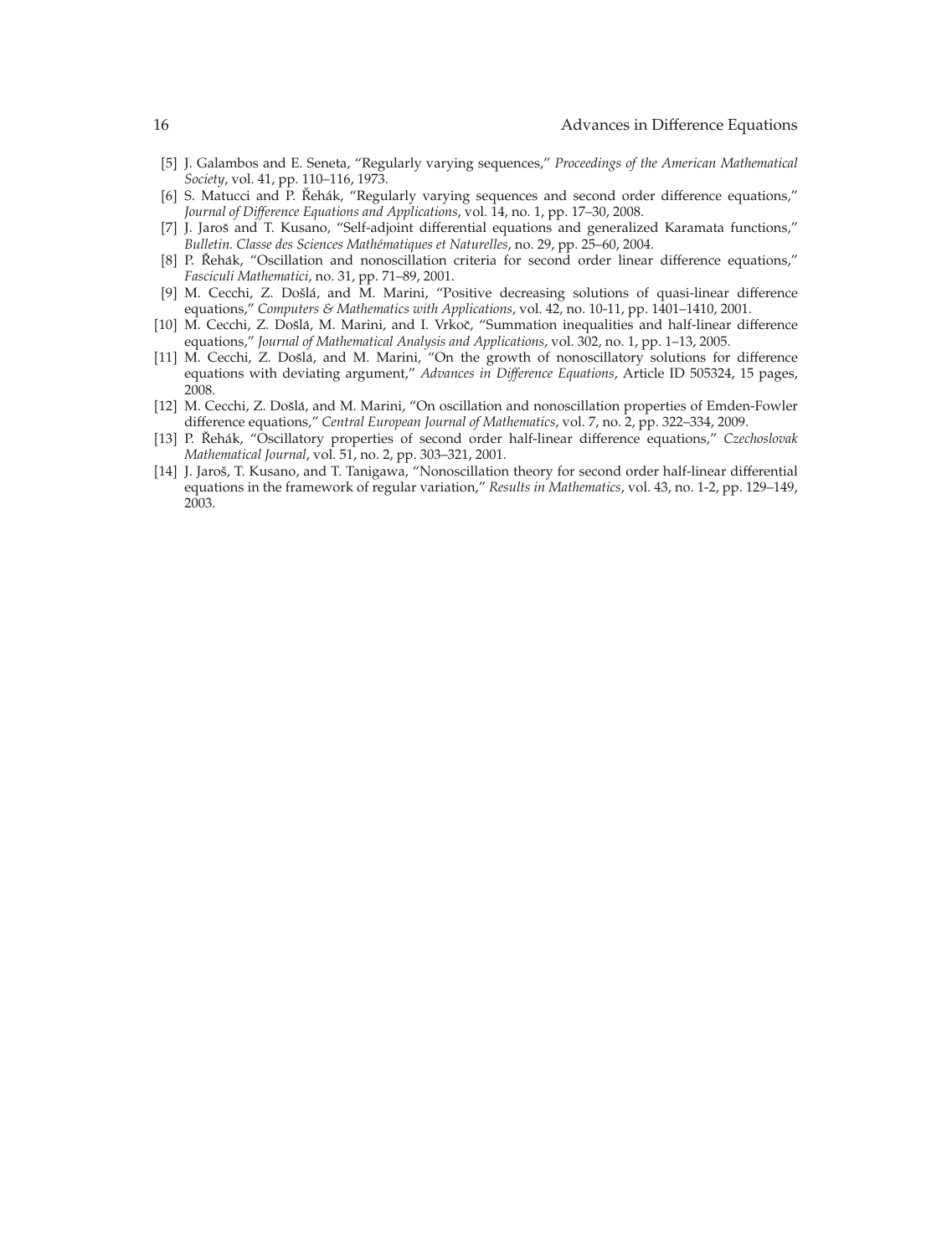[5] J. Galambos and E. Seneta, "Regularly varying sequences," *Proceedings of the American Mathematical Society*, vol. 41, pp. 110–116, 1973.

[6] S. Matucci and P. Řehák, "Regularly varying sequences and second order difference equations," *Journal of Difference Equations and Applications*, vol. 14, no. 1, pp. 17–30, 2008.

[7] J. Jaroš and T. Kusano, "Self-adjoint differential equations and generalized Karamata functions," *Bulletin. Classe des Sciences Mathématiques et Naturelles*, no. 29, pp. 25–60, 2004.

[8] P. Řehák, "Oscillation and nonoscillation criteria for second order linear difference equations," *Fasciculi Mathematici*, no. 31, pp. 71–89, 2001.

[9] M. Cecchi, Z. Došlá, and M. Marini, "Positive decreasing solutions of quasi-linear difference equations," *Computers & Mathematics with Applications*, vol. 42, no. 10-11, pp. 1401–1410, 2001.

[10] M. Cecchi, Z. Došlá, M. Marini, and I. Vrkoč, "Summation inequalities and half-linear difference equations," *Journal of Mathematical Analysis and Applications*, vol. 302, no. 1, pp. 1–13, 2005.

[11] M. Cecchi, Z. Došlá, and M. Marini, "On the growth of nonoscillatory solutions for difference equations with deviating argument," *Advances in Difference Equations*, Article ID 505324, 15 pages, 2008.

[12] M. Cecchi, Z. Došlá, and M. Marini, "On oscillation and nonoscillation properties of Emden-Fowler difference equations," *Central European Journal of Mathematics*, vol. 7, no. 2, pp. 322–334, 2009.

[13] P. Řehák, "Oscillatory properties of second order half-linear difference equations," *Czechoslovak Mathematical Journal*, vol. 51, no. 2, pp. 303–321, 2001.

[14] J. Jaroš, T. Kusano, and T. Tanigawa, "Nonoscillation theory for second order half-linear differential equations in the framework of regular variation," *Results in Mathematics*, vol. 43, no. 1-2, pp. 129–149, 2003.